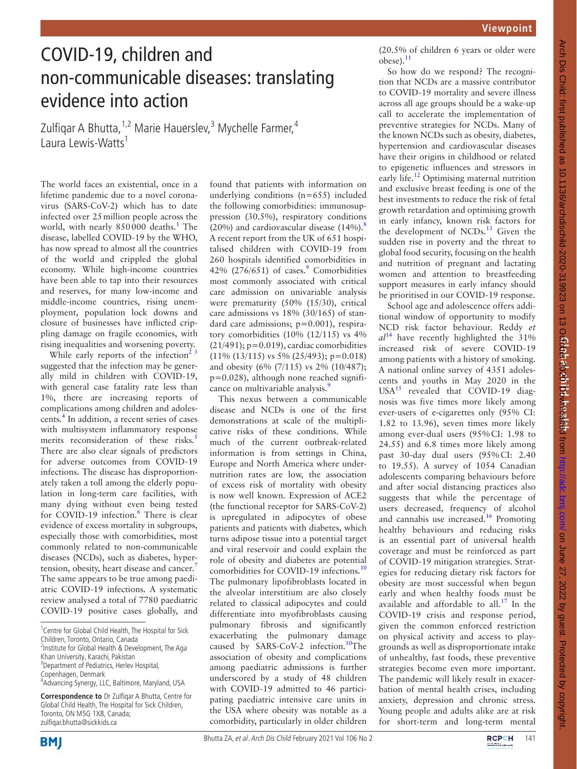# COVID-19, children and non-communicable diseases: translating evidence into action

Zulfiqar A Bhutta,[1,2] Marie Hauerslev,[3] Mychelle Farmer,[4] Laura Lewis-Watts[1]

The world faces an existential, once in a lifetime pandemic due to a novel coronavirus (SARS-CoV-2) which has to date infected over 25 million people across the world, with nearly 850000 deaths.[1] The disease, labelled COVID-19 by the WHO, has now spread to almost all the countries of the world and crippled the global economy. While high-income countries have been able to tap into their resources and reserves, for many low-income and middle-income countries, rising unemployment, population lock downs and closure of businesses have inflicted crippling damage on fragile economies, with rising inequalities and worsening poverty.

While early reports of the infection[2,3] suggested that the infection may be generally mild in children with COVID-19, with general case fatality rate less than 1%, there are increasing reports of complications among children and adolescents.[4] In addition, a recent series of cases with multisystem inflammatory response merits reconsideration of these risks.[5] There are also clear signals of predictors for adverse outcomes from COVID-19 infections. The disease has disproportionately taken a toll among the elderly population in long-term care facilities, with many dying without even being tested for COVID-19 infection.[6] There is clear evidence of excess mortality in subgroups, especially those with comorbidities, most commonly related to non-communicable diseases (NCDs), such as diabetes, hypertension, obesity, heart disease and cancer.[7] The same appears to be true among paediatric COVID-19 infections. A systematic review analysed a total of 7780 paediatric COVID-19 positive cases globally, and found that patients with information on underlying conditions (n=655) included the following comorbidities: immunosuppression (30.5%), respiratory conditions (20%) and cardiovascular disease (14%).[8] A recent report from the UK of 651 hospitalised children with COVID-19 from 260 hospitals identified comorbidities in 42% (276/651) of cases.[9] Comorbidities most commonly associated with critical care admission on univariable analysis were prematurity (50% (15/30), critical care admissions vs 18% (30/165) of standard care admissions; p=0.001), respiratory comorbidities (10% (12/115) vs 4% (21/491); p=0.019), cardiac comorbidities (11% (13/115) vs 5% (25/493); p=0.018) and obesity (6% (7/115) vs 2% (10/487); p=0.028), although none reached significance on multivariable analysis.[9]

This nexus between a communicable disease and NCDs is one of the first demonstrations at scale of the multiplicative risks of these conditions. While much of the current outbreak-related information is from settings in China, Europe and North America where undernutrition rates are low, the association of excess risk of mortality with obesity is now well known. Expression of ACE2 (the functional receptor for SARS-CoV-2) is upregulated in adipocytes of obese patients and patients with diabetes, which turns adipose tissue into a potential target and viral reservoir and could explain the role of obesity and diabetes are potential comorbidities for COVID-19 infections.[10] The pulmonary lipofibroblasts located in the alveolar interstitium are also closely related to classical adipocytes and could differentiate into myofibroblasts causing pulmonary fibrosis and significantly exacerbating the pulmonary damage caused by SARS-CoV-2 infection.[10] The association of obesity and complications among paediatric admissions is further underscored by a study of 48 children with COVID-19 admitted to 46 participating paediatric intensive care units in the USA where obesity was notable as a comorbidity, particularly in older children (20.5% of children 6 years or older were obese).[11]

So how do we respond? The recognition that NCDs are a massive contributor to COVID-19 mortality and severe illness across all age groups should be a wake-up call to accelerate the implementation of preventive strategies for NCDs. Many of the known NCDs such as obesity, diabetes, hypertension and cardiovascular diseases have their origins in childhood or related to epigenetic influences and stressors in early life.[12] Optimising maternal nutrition and exclusive breast feeding is one of the best investments to reduce the risk of fetal growth retardation and optimising growth in early infancy, known risk factors for the development of NCDs.[13] Given the sudden rise in poverty and the threat to global food security, focusing on the health and nutrition of pregnant and lactating women and attention to breastfeeding support measures in early infancy should be prioritised in our COVID-19 response.

School age and adolescence offers additional window of opportunity to modify NCD risk factor behaviour. Reddy *et al*[14] have recently highlighted the 31% increased risk of severe COVID-19 among patients with a history of smoking. A national online survey of 4351 adolescents and youths in May 2020 in the USA[15] revealed that COVID-19 diagnosis was five times more likely among ever-users of e-cigarettes only (95% CI: 1.82 to 13.96), seven times more likely among ever-dual users (95% CI: 1.98 to 24.55) and 6.8 times more likely among past 30-day dual users (95% CI: 2.40 to 19.55). A survey of 1054 Canadian adolescents comparing behaviours before and after social distancing practices also suggests that while the percentage of users decreased, frequency of alcohol and cannabis use increased.[16] Promoting healthy behaviours and reducing risks is an essential part of universal health coverage and must be reinforced as part of COVID-19 mitigation strategies. Strategies for reducing dietary risk factors for obesity are most successful when begun early and when healthy foods must be available and affordable to all.[17] In the COVID-19 crisis and response period, given the common enforced restriction on physical activity and access to playgrounds as well as disproportionate intake of unhealthy, fast foods, these preventive strategies become even more important. The pandemic will likely result in exacerbation of mental health crises, including anxiety, depression and chronic stress. Young people and adults alike are at risk for short-term and long-term mental

[1]Centre for Global Child Health, The Hospital for Sick Children, Toronto, Ontario, Canada
[2]Institute for Global Health & Development, The Aga Khan University, Karachi, Pakistan
[3]Department of Pediatrics, Herlev Hospital, Copenhagen, Denmark
[4]Advancing Synergy, LLC, Baltimore, Maryland, USA

**Correspondence to** Dr Zulfiqar A Bhutta, Centre for Global Child Health, The Hospital for Sick Children, Toronto, ON M5G 1X8, Canada; zulfiqar.bhutta@sickkids.ca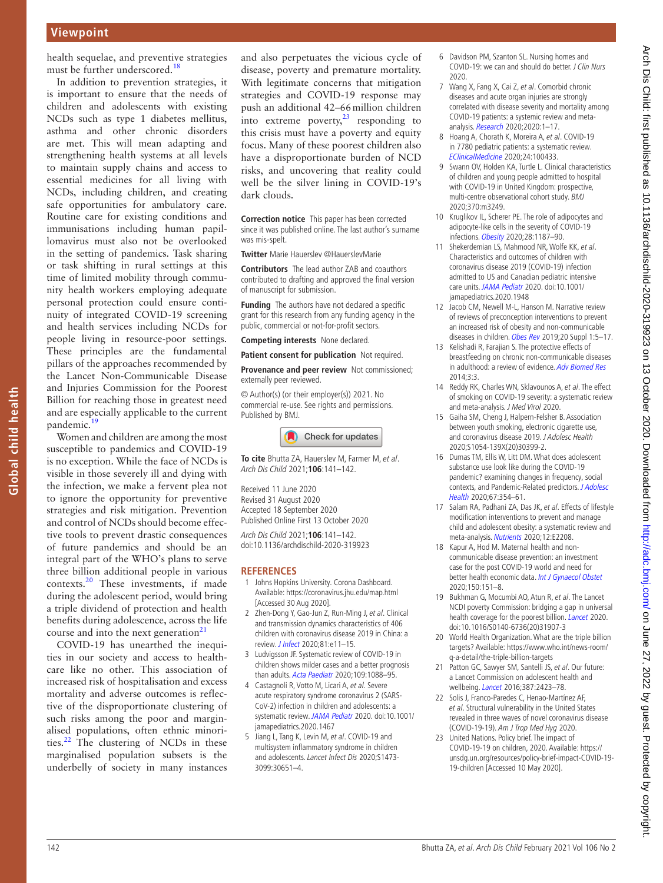health sequelae, and preventive strategies must be further underscored.[18]

In addition to prevention strategies, it is important to ensure that the needs of children and adolescents with existing NCDs such as type 1 diabetes mellitus, asthma and other chronic disorders are met. This will mean adapting and strengthening health systems at all levels to maintain supply chains and access to essential medicines for all living with NCDs, including children, and creating safe opportunities for ambulatory care. Routine care for existing conditions and immunisations including human papillomavirus must also not be overlooked in the setting of pandemics. Task sharing or task shifting in rural settings at this time of limited mobility through community health workers employing adequate personal protection could ensure continuity of integrated COVID-19 screening and health services including NCDs for people living in resource-poor settings. These principles are the fundamental pillars of the approaches recommended by the Lancet Non-Communicable Disease and Injuries Commission for the Poorest Billion for reaching those in greatest need and are especially applicable to the current pandemic.[19]

Women and children are among the most susceptible to pandemics and COVID-19 is no exception. While the face of NCDs is visible in those severely ill and dying with the infection, we make a fervent plea not to ignore the opportunity for preventive strategies and risk mitigation. Prevention and control of NCDs should become effective tools to prevent drastic consequences of future pandemics and should be an integral part of the WHO's plans to serve three billion additional people in various contexts.[20] These investments, if made during the adolescent period, would bring a triple dividend of protection and health benefits during adolescence, across the life course and into the next generation[21]

COVID-19 has unearthed the inequities in our society and access to healthcare like no other. This association of increased risk of hospitalisation and excess mortality and adverse outcomes is reflective of the disproportionate clustering of such risks among the poor and marginalised populations, often ethnic minorities.[22] The clustering of NCDs in these marginalised population subsets is the underbelly of society in many instances and also perpetuates the vicious cycle of disease, poverty and premature mortality. With legitimate concerns that mitigation strategies and COVID-19 response may push an additional 42–66 million children into extreme poverty,[23] responding to this crisis must have a poverty and equity focus. Many of these poorest children also have a disproportionate burden of NCD risks, and uncovering that reality could well be the silver lining in COVID-19's dark clouds.

**Correction notice** This paper has been corrected since it was published online. The last author's surname was mis-spelt.

**Twitter** Marie Hauerslev @HauerslevMarie

**Contributors** The lead author ZAB and coauthors contributed to drafting and approved the final version of manuscript for submission.

**Funding** The authors have not declared a specific grant for this research from any funding agency in the public, commercial or not-for-profit sectors.

**Competing interests** None declared.

**Patient consent for publication** Not required.

**Provenance and peer review** Not commissioned; externally peer reviewed.

© Author(s) (or their employer(s)) 2021. No commercial re-use. See rights and permissions. Published by BMJ.

**To cite** Bhutta ZA, Hauerslev M, Farmer M, *et al*. *Arch Dis Child* 2021;**106**:141–142.

Received 11 June 2020
Revised 31 August 2020
Accepted 18 September 2020
Published Online First 13 October 2020

*Arch Dis Child* 2021;**106**:141–142.
doi:10.1136/archdischild-2020-319923

## REFERENCES

1. Johns Hopkins University. Corona Dashboard. Available: https://coronavirus.jhu.edu/map.html [Accessed 30 Aug 2020].
2. Zhen-Dong Y, Gao-Jun Z, Run-Ming J, *et al*. Clinical and transmission dynamics characteristics of 406 children with coronavirus disease 2019 in China: a review. *J Infect* 2020;81:e11–15.
3. Ludvigsson JF. Systematic review of COVID-19 in children shows milder cases and a better prognosis than adults. *Acta Paediatr* 2020;109:1088–95.
4. Castagnoli R, Votto M, Licari A, *et al*. Severe acute respiratory syndrome coronavirus 2 (SARS-CoV-2) infection in children and adolescents: a systematic review. *JAMA Pediatr* 2020. doi:10.1001/jamapediatrics.2020.1467
5. Jiang L, Tang K, Levin M, *et al*. COVID-19 and multisystem inflammatory syndrome in children and adolescents. *Lancet Infect Dis* 2020;S1473-3099:30651–4.
6. Davidson PM, Szanton SL. Nursing homes and COVID-19: we can and should do better. *J Clin Nurs* 2020.
7. Wang X, Fang X, Cai Z, *et al*. Comorbid chronic diseases and acute organ injuries are strongly correlated with disease severity and mortality among COVID-19 patients: a systemic review and meta-analysis. *Research* 2020;2020:1–17.
8. Hoang A, Chorath K, Moreira A, *et al*. COVID-19 in 7780 pediatric patients: a systematic review. *EClinicalMedicine* 2020;24:100433.
9. Swann OV, Holden KA, Turtle L. Clinical characteristics of children and young people admitted to hospital with COVID-19 in United Kingdom: prospective, multi-centre observational cohort study. *BMJ* 2020;370:m3249.
10. Kruglikov IL, Scherer PE. The role of adipocytes and adipocyte-like cells in the severity of COVID-19 infections. *Obesity* 2020;28:1187–90.
11. Shekerdemian LS, Mahmood NR, Wolfe KK, *et al*. Characteristics and outcomes of children with coronavirus disease 2019 (COVID-19) infection admitted to US and Canadian pediatric intensive care units. *JAMA Pediatr* 2020. doi:10.1001/jamapediatrics.2020.1948
12. Jacob CM, Newell M-L, Hanson M. Narrative review of reviews of preconception interventions to prevent an increased risk of obesity and non-communicable diseases in children. *Obes Rev* 2019;20 Suppl 1:5–17.
13. Kelishadi R, Farajian S. The protective effects of breastfeeding on chronic non-communicable diseases in adulthood: a review of evidence. *Adv Biomed Res* 2014;3:3.
14. Reddy RK, Charles WN, Sklavounos A, *et al*. The effect of smoking on COVID-19 severity: a systematic review and meta-analysis. *J Med Virol* 2020.
15. Gaiha SM, Cheng J, Halpern-Felsher B. Association between youth smoking, electronic cigarette use, and coronavirus disease 2019. *J Adolesc Health* 2020;S1054-139X(20)30399-2.
16. Dumas TM, Ellis W, Litt DM. What does adolescent substance use look like during the COVID-19 pandemic? examining changes in frequency, social contexts, and Pandemic-Related predictors. *J Adolesc Health* 2020;67:354–61.
17. Salam RA, Padhani ZA, Das JK, *et al*. Effects of lifestyle modification interventions to prevent and manage child and adolescent obesity: a systematic review and meta-analysis. *Nutrients* 2020;12:E2208.
18. Kapur A, Hod M. Maternal health and non-communicable disease prevention: an investment case for the post COVID-19 world and need for better health economic data. *Int J Gynaecol Obstet* 2020;150:151–8.
19. Bukhman G, Mocumbi AO, Atun R, *et al*. The Lancet NCDI poverty Commission: bridging a gap in universal health coverage for the poorest billion. *Lancet* 2020. doi:10.1016/S0140-6736(20)31907-3
20. World Health Organization. What are the triple billion targets? Available: https://www.who.int/news-room/q-a-detail/the-triple-billion-targets
21. Patton GC, Sawyer SM, Santelli JS, *et al*. Our future: a Lancet Commission on adolescent health and wellbeing. *Lancet* 2016;387:2423–78.
22. Solis J, Franco-Paredes C, Henao-Martínez AF, *et al*. Structural vulnerability in the United States revealed in three waves of novel coronavirus disease (COVID-19). *Am J Trop Med Hyg* 2020.
23. United Nations. Policy brief. The impact of COVID-19-19 on children, 2020. Available: https://unsdg.un.org/resources/policy-brief-impact-COVID-19-19-children [Accessed 10 May 2020].